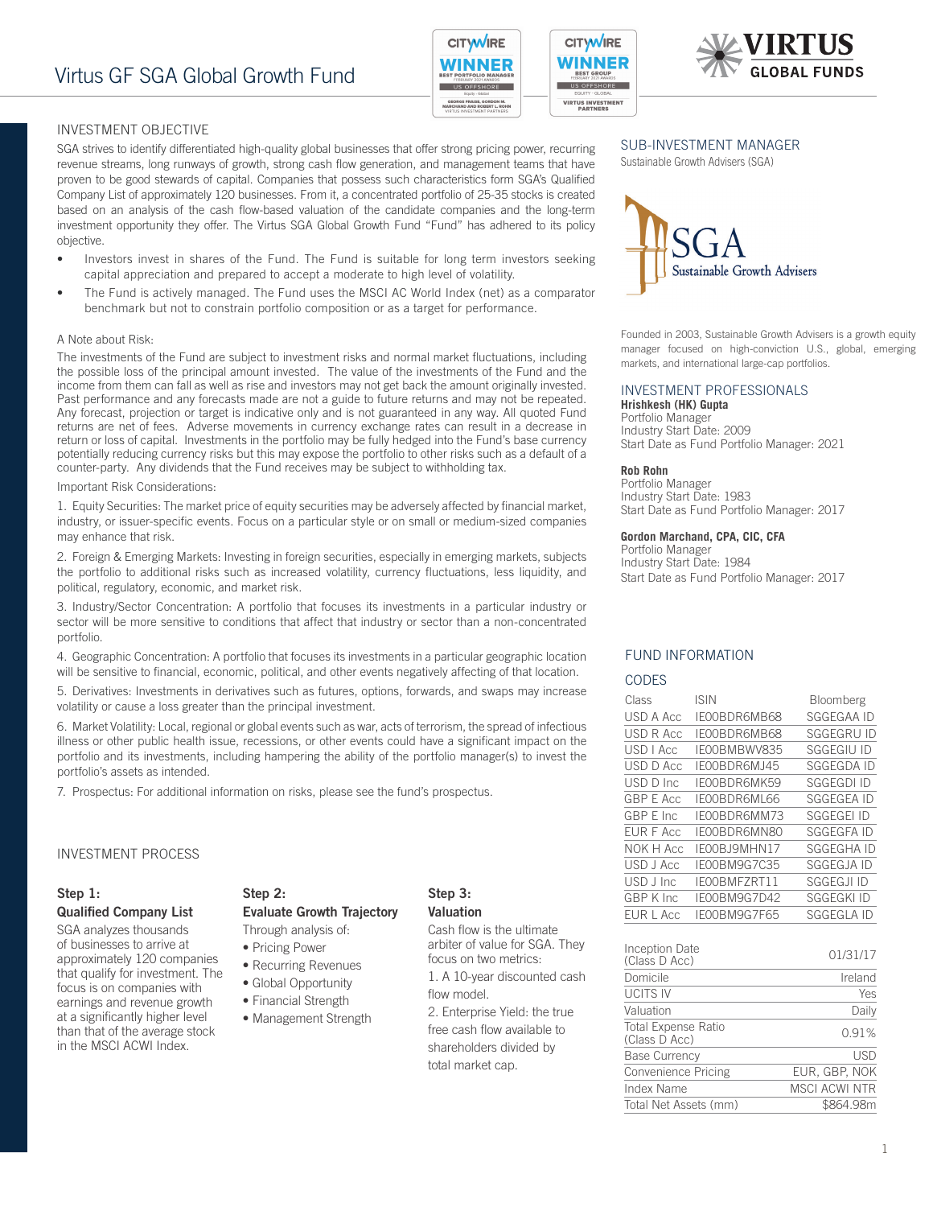# Virtus GF SGA Global Growth Fund

## INVESTMENT OBJECTIVE

SGA strives to identify differentiated high-quality global businesses that offer strong pricing power, recurring revenue streams, long runways of growth, strong cash flow generation, and management teams that have proven to be good stewards of capital. Companies that possess such characteristics form SGA's Qualified Company List of approximately 120 businesses. From it, a concentrated portfolio of 25-35 stocks is created based on an analysis of the cash flow-based valuation of the candidate companies and the long-term investment opportunity they offer. The Virtus SGA Global Growth Fund "Fund" has adhered to its policy objective.

- Investors invest in shares of the Fund. The Fund is suitable for long term investors seeking capital appreciation and prepared to accept a moderate to high level of volatility.
- The Fund is actively managed. The Fund uses the MSCI AC World Index (net) as a comparator benchmark but not to constrain portfolio composition or as a target for performance.

A Note about Risk:

The investments of the Fund are subject to investment risks and normal market fluctuations, including the possible loss of the principal amount invested. The value of the investments of the Fund and the income from them can fall as well as rise and investors may not get back the amount originally invested. Past performance and any forecasts made are not a guide to future returns and may not be repeated. Any forecast, projection or target is indicative only and is not guaranteed in any way. All quoted Fund returns are net of fees. Adverse movements in currency exchange rates can result in a decrease in return or loss of capital. Investments in the portfolio may be fully hedged into the Fund's base currency potentially reducing currency risks but this may expose the portfolio to other risks such as a default of a counter-party. Any dividends that the Fund receives may be subject to withholding tax.

Important Risk Considerations:

1. Equity Securities: The market price of equity securities may be adversely affected by financial market, industry, or issuer-specific events. Focus on a particular style or on small or medium-sized companies may enhance that risk.

2. Foreign & Emerging Markets: Investing in foreign securities, especially in emerging markets, subjects the portfolio to additional risks such as increased volatility, currency fluctuations, less liquidity, and political, regulatory, economic, and market risk.

3. Industry/Sector Concentration: A portfolio that focuses its investments in a particular industry or sector will be more sensitive to conditions that affect that industry or sector than a non-concentrated portfolio.

4. Geographic Concentration: A portfolio that focuses its investments in a particular geographic location will be sensitive to financial, economic, political, and other events negatively affecting of that location.

5. Derivatives: Investments in derivatives such as futures, options, forwards, and swaps may increase volatility or cause a loss greater than the principal investment.

6. Market Volatility: Local, regional or global events such as war, acts of terrorism, the spread of infectious illness or other public health issue, recessions, or other events could have a significant impact on the portfolio and its investments, including hampering the ability of the portfolio manager(s) to invest the portfolio's assets as intended.

7. Prospectus: For additional information on risks, please see the fund's prospectus.

## INVESTMENT PROCESS

**Step 1:**
**Qualified Company List**

SGA analyzes thousands of businesses to arrive at approximately 120 companies that qualify for investment. The focus is on companies with earnings and revenue growth at a significantly higher level than that of the average stock in the MSCI ACWI Index.

**Step 2:**
**Evaluate Growth Trajectory**

Through analysis of:
- Pricing Power
- Recurring Revenues
- Global Opportunity
- Financial Strength
- Management Strength

**Step 3:**
**Valuation**

Cash flow is the ultimate arbiter of value for SGA. They focus on two metrics:

1. A 10-year discounted cash flow model.
2. Enterprise Yield: the true free cash flow available to shareholders divided by total market cap.

## SUB-INVESTMENT MANAGER

Sustainable Growth Advisers (SGA)

Founded in 2003, Sustainable Growth Advisers is a growth equity manager focused on high-conviction U.S., global, emerging markets, and international large-cap portfolios.

## INVESTMENT PROFESSIONALS

**Hrishkesh (HK) Gupta**
Portfolio Manager
Industry Start Date: 2009
Start Date as Fund Portfolio Manager: 2021

**Rob Rohn**
Portfolio Manager
Industry Start Date: 1983
Start Date as Fund Portfolio Manager: 2017

**Gordon Marchand, CPA, CIC, CFA**
Portfolio Manager
Industry Start Date: 1984
Start Date as Fund Portfolio Manager: 2017

## FUND INFORMATION

### CODES

| Class | ISIN | Bloomberg |
|---|---|---|
| USD A Acc | IE00BDR6MB68 | SGGEGAA ID |
| USD R Acc | IE00BDR6MB68 | SGGEGRU ID |
| USD I Acc | IE00BMBWV835 | SGGEGIU ID |
| USD D Acc | IE00BDR6MJ45 | SGGEGDA ID |
| USD D Inc | IE00BDR6MK59 | SGGEGDI ID |
| GBP E Acc | IE00BDR6ML66 | SGGEGEA ID |
| GBP E Inc | IE00BDR6MM73 | SGGEGEI ID |
| EUR F Acc | IE00BDR6MN80 | SGGEGFA ID |
| NOK H Acc | IE00BJ9MHN17 | SGGEGHA ID |
| USD J Acc | IE00BM9G7C35 | SGGEGJA ID |
| USD J Inc | IE00BMFZRT11 | SGGEGJI ID |
| GBP K Inc | IE00BM9G7D42 | SGGEGKI ID |
| EUR L Acc | IE00BM9G7F65 | SGGEGLA ID |

| | |
|---|---|
| Inception Date (Class D Acc) | 01/31/17 |
| Domicile | Ireland |
| UCITS IV | Yes |
| Valuation | Daily |
| Total Expense Ratio (Class D Acc) | 0.91% |
| Base Currency | USD |
| Convenience Pricing | EUR, GBP, NOK |
| Index Name | MSCI ACWI NTR |
| Total Net Assets (mm) | $864.98m |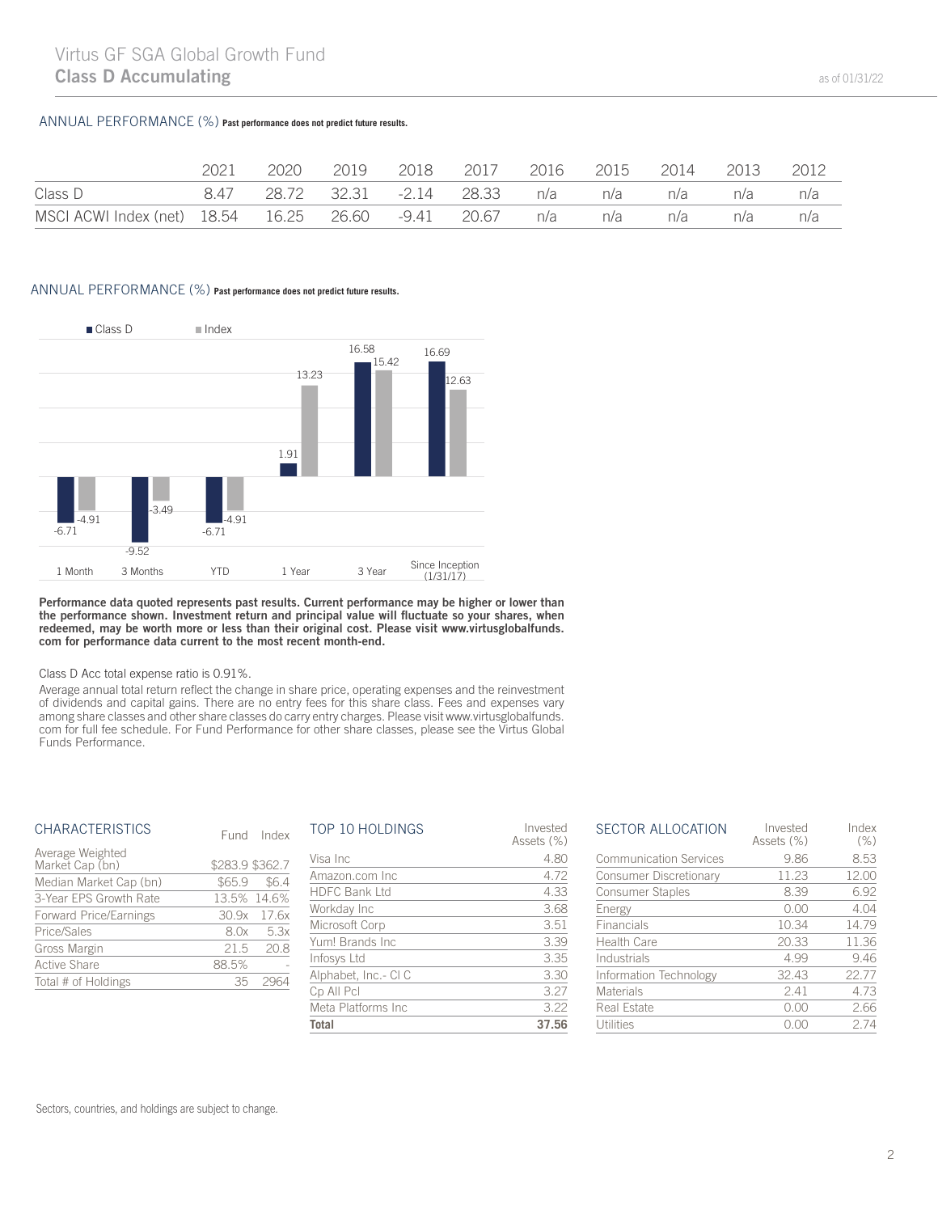# Virtus GF SGA Global Growth Fund
## Class D Accumulating

as of 01/31/22

### ANNUAL PERFORMANCE (%) **Past performance does not predict future results.**

| | 2021 | 2020 | 2019 | 2018 | 2017 | 2016 | 2015 | 2014 | 2013 | 2012 |
|---|---|---|---|---|---|---|---|---|---|---|
| Class D | 8.47 | 28.72 | 32.31 | -2.14 | 28.33 | n/a | n/a | n/a | n/a | n/a |
| MSCI ACWI Index (net) | 18.54 | 16.25 | 26.60 | -9.41 | 20.67 | n/a | n/a | n/a | n/a | n/a |

### ANNUAL PERFORMANCE (%) **Past performance does not predict future results.**

| | 1 Month | 3 Months | YTD | 1 Year | 3 Year | Since Inception (1/31/17) |
|---|---|---|---|---|---|---|
| Class D | -6.71 | -9.52 | -6.71 | 1.91 | 16.58 | 16.69 |
| Index | -4.91 | -3.49 | -4.91 | 13.23 | 15.42 | 12.63 |

**Performance data quoted represents past results. Current performance may be higher or lower than the performance shown. Investment return and principal value will fluctuate so your shares, when redeemed, may be worth more or less than their original cost. Please visit www.virtusglobalfunds.com for performance data current to the most recent month-end.**

Class D Acc total expense ratio is 0.91%.

Average annual total return reflect the change in share price, operating expenses and the reinvestment of dividends and capital gains. There are no entry fees for this share class. Fees and expenses vary among share classes and other share classes do carry entry charges. Please visit www.virtusglobalfunds.com for full fee schedule. For Fund Performance for other share classes, please see the Virtus Global Funds Performance.

### CHARACTERISTICS

| | Fund | Index |
|---|---|---|
| Average Weighted Market Cap (bn) | $283.9 | $362.7 |
| Median Market Cap (bn) | $65.9 | $6.4 |
| 3-Year EPS Growth Rate | 13.5% | 14.6% |
| Forward Price/Earnings | 30.9x | 17.6x |
| Price/Sales | 8.0x | 5.3x |
| Gross Margin | 21.5 | 20.8 |
| Active Share | 88.5% | - |
| Total # of Holdings | 35 | 2964 |

### TOP 10 HOLDINGS

| | Invested Assets (%) |
|---|---|
| Visa Inc | 4.80 |
| Amazon.com Inc | 4.72 |
| HDFC Bank Ltd | 4.33 |
| Workday Inc | 3.68 |
| Microsoft Corp | 3.51 |
| Yum! Brands Inc | 3.39 |
| Infosys Ltd | 3.35 |
| Alphabet, Inc.- Cl C | 3.30 |
| Cp All Pcl | 3.27 |
| Meta Platforms Inc | 3.22 |
| **Total** | **37.56** |

### SECTOR ALLOCATION

| | Invested Assets (%) | Index (%) |
|---|---|---|
| Communication Services | 9.86 | 8.53 |
| Consumer Discretionary | 11.23 | 12.00 |
| Consumer Staples | 8.39 | 6.92 |
| Energy | 0.00 | 4.04 |
| Financials | 10.34 | 14.79 |
| Health Care | 20.33 | 11.36 |
| Industrials | 4.99 | 9.46 |
| Information Technology | 32.43 | 22.77 |
| Materials | 2.41 | 4.73 |
| Real Estate | 0.00 | 2.66 |
| Utilities | 0.00 | 2.74 |

Sectors, countries, and holdings are subject to change.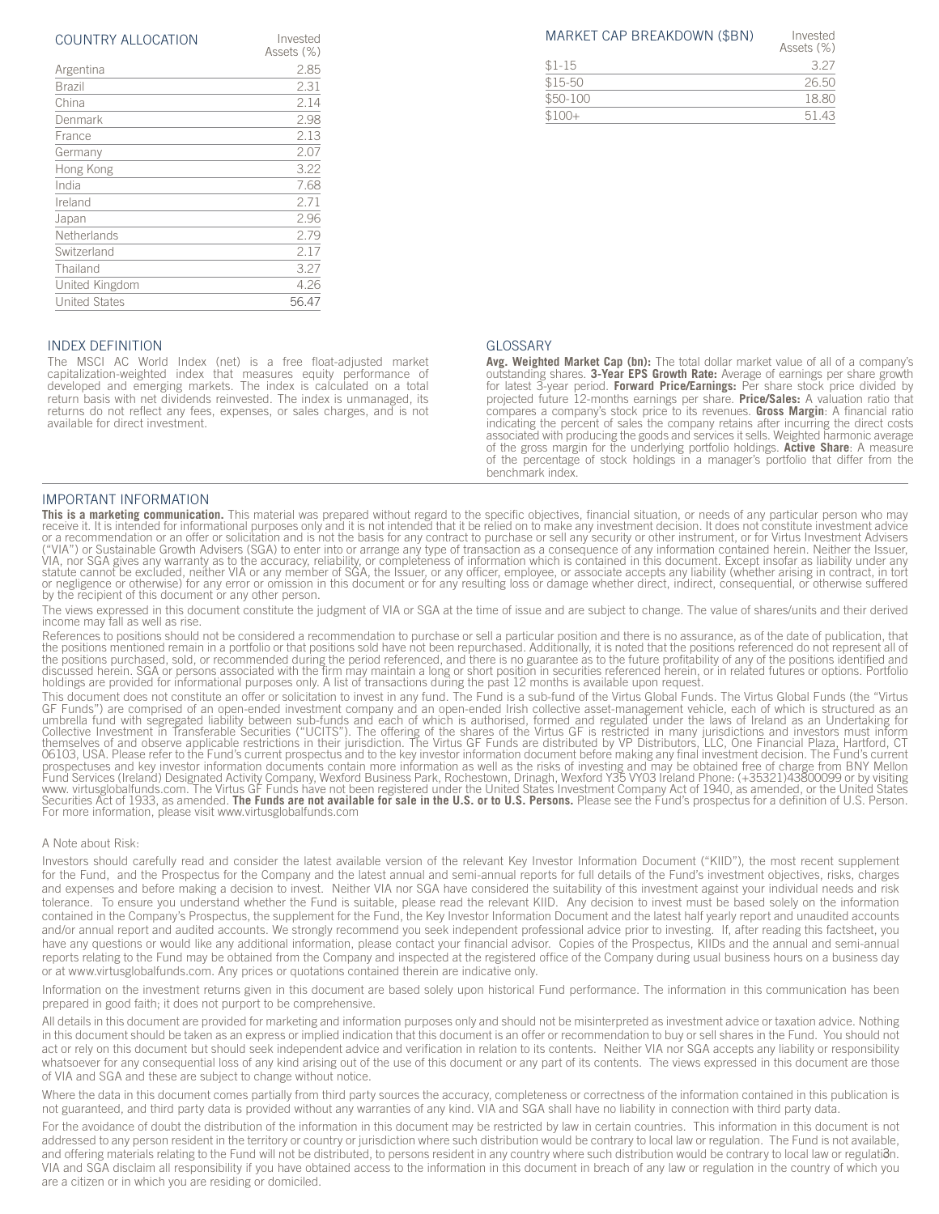## COUNTRY ALLOCATION

| COUNTRY ALLOCATION | Invested Assets (%) |
|---|---|
| Argentina | 2.85 |
| Brazil | 2.31 |
| China | 2.14 |
| Denmark | 2.98 |
| France | 2.13 |
| Germany | 2.07 |
| Hong Kong | 3.22 |
| India | 7.68 |
| Ireland | 2.71 |
| Japan | 2.96 |
| Netherlands | 2.79 |
| Switzerland | 2.17 |
| Thailand | 3.27 |
| United Kingdom | 4.26 |
| United States | 56.47 |

## MARKET CAP BREAKDOWN ($BN)

| MARKET CAP BREAKDOWN ($BN) | Invested Assets (%) |
|---|---|
| $1-15 | 3.27 |
| $15-50 | 26.50 |
| $50-100 | 18.80 |
| $100+ | 51.43 |

## INDEX DEFINITION

The MSCI AC World Index (net) is a free float-adjusted market capitalization-weighted index that measures equity performance of developed and emerging markets. The index is calculated on a total return basis with net dividends reinvested. The index is unmanaged, its returns do not reflect any fees, expenses, or sales charges, and is not available for direct investment.

## GLOSSARY

**Avg. Weighted Market Cap (bn):** The total dollar market value of all of a company's outstanding shares. **3-Year EPS Growth Rate:** Average of earnings per share growth for latest 3-year period. **Forward Price/Earnings:** Per share stock price divided by projected future 12-months earnings per share. **Price/Sales:** A valuation ratio that compares a company's stock price to its revenues. **Gross Margin**: A financial ratio indicating the percent of sales the company retains after incurring the direct costs associated with producing the goods and services it sells. Weighted harmonic average of the gross margin for the underlying portfolio holdings. **Active Share**: A measure of the percentage of stock holdings in a manager's portfolio that differ from the benchmark index.

## IMPORTANT INFORMATION

**This is a marketing communication.** This material was prepared without regard to the specific objectives, financial situation, or needs of any particular person who may receive it. It is intended for informational purposes only and it is not intended that it be relied on to make any investment decision. It does not constitute investment advice or a recommendation or an offer or solicitation and is not the basis for any contract to purchase or sell any security or other instrument, or for Virtus Investment Advisers ("VIA") or Sustainable Growth Advisers (SGA) to enter into or arrange any type of transaction as a consequence of any information contained herein. Neither the Issuer, VIA, nor SGA gives any warranty as to the accuracy, reliability, or completeness of information which is contained in this document. Except insofar as liability under any statute cannot be excluded, neither VIA or any member of SGA, the Issuer, or any officer, employee, or associate accepts any liability (whether arising in contract, in tort or negligence or otherwise) for any error or omission in this document or for any resulting loss or damage whether direct, indirect, consequential, or otherwise suffered by the recipient of this document or any other person.

The views expressed in this document constitute the judgment of VIA or SGA at the time of issue and are subject to change. The value of shares/units and their derived income may fall as well as rise.

References to positions should not be considered a recommendation to purchase or sell a particular position and there is no assurance, as of the date of publication, that the positions mentioned remain in a portfolio or that positions sold have not been repurchased. Additionally, it is noted that the positions referenced do not represent all of the positions purchased, sold, or recommended during the period referenced, and there is no guarantee as to the future profitability of any of the positions identified and discussed herein. SGA or persons associated with the firm may maintain a long or short position in securities referenced herein, or in related futures or options. Portfolio holdings are provided for informational purposes only. A list of transactions during the past 12 months is available upon request.

This document does not constitute an offer or solicitation to invest in any fund. The Fund is a sub-fund of the Virtus Global Funds. The Virtus Global Funds (the "Virtus GF Funds") are comprised of an open-ended investment company and an open-ended Irish collective asset-management vehicle, each of which is structured as an umbrella fund with segregated liability between sub-funds and each of which is authorised, formed and regulated under the laws of Ireland as an Undertaking for Collective Investment in Transferable Securities ("UCITS"). The offering of the shares of the Virtus GF is restricted in many jurisdictions and investors must inform themselves of and observe applicable restrictions in their jurisdiction. The Virtus GF Funds are distributed by VP Distributors, LLC, One Financial Plaza, Hartford, CT 06103, USA. Please refer to the Fund's current prospectus and to the key investor information document before making any final investment decision. The Fund's current prospectuses and key investor information documents contain more information as well as the risks of investing and may be obtained free of charge from BNY Mellon Fund Services (Ireland) Designated Activity Company, Wexford Business Park, Rochestown, Drinagh, Wexford Y35 VY03 Ireland Phone: (+35321)43800099 or by visiting www. virtusglobalfunds.com. The Virtus GF Funds have not been registered under the United States Investment Company Act of 1940, as amended, or the United States Securities Act of 1933, as amended. **The Funds are not available for sale in the U.S. or to U.S. Persons.** Please see the Fund's prospectus for a definition of U.S. Person. For more information, please visit www.virtusglobalfunds.com

A Note about Risk:

Investors should carefully read and consider the latest available version of the relevant Key Investor Information Document ("KIID"), the most recent supplement for the Fund, and the Prospectus for the Company and the latest annual and semi-annual reports for full details of the Fund's investment objectives, risks, charges and expenses and before making a decision to invest. Neither VIA nor SGA have considered the suitability of this investment against your individual needs and risk tolerance. To ensure you understand whether the Fund is suitable, please read the relevant KIID. Any decision to invest must be based solely on the information contained in the Company's Prospectus, the supplement for the Fund, the Key Investor Information Document and the latest half yearly report and unaudited accounts and/or annual report and audited accounts. We strongly recommend you seek independent professional advice prior to investing. If, after reading this factsheet, you have any questions or would like any additional information, please contact your financial advisor. Copies of the Prospectus, KIIDs and the annual and semi-annual reports relating to the Fund may be obtained from the Company and inspected at the registered office of the Company during usual business hours on a business day or at www.virtusglobalfunds.com. Any prices or quotations contained therein are indicative only.

Information on the investment returns given in this document are based solely upon historical Fund performance. The information in this communication has been prepared in good faith; it does not purport to be comprehensive.

All details in this document are provided for marketing and information purposes only and should not be misinterpreted as investment advice or taxation advice. Nothing in this document should be taken as an express or implied indication that this document is an offer or recommendation to buy or sell shares in the Fund. You should not act or rely on this document but should seek independent advice and verification in relation to its contents. Neither VIA nor SGA accepts any liability or responsibility whatsoever for any consequential loss of any kind arising out of the use of this document or any part of its contents. The views expressed in this document are those of VIA and SGA and these are subject to change without notice.

Where the data in this document comes partially from third party sources the accuracy, completeness or correctness of the information contained in this publication is not guaranteed, and third party data is provided without any warranties of any kind. VIA and SGA shall have no liability in connection with third party data.

For the avoidance of doubt the distribution of the information in this document may be restricted by law in certain countries. This information in this document is not addressed to any person resident in the territory or country or jurisdiction where such distribution would be contrary to local law or regulation. The Fund is not available, and offering materials relating to the Fund will not be distributed, to persons resident in any country where such distribution would be contrary to local law or regulation. VIA and SGA disclaim all responsibility if you have obtained access to the information in this document in breach of any law or regulation in the country of which you are a citizen or in which you are residing or domiciled.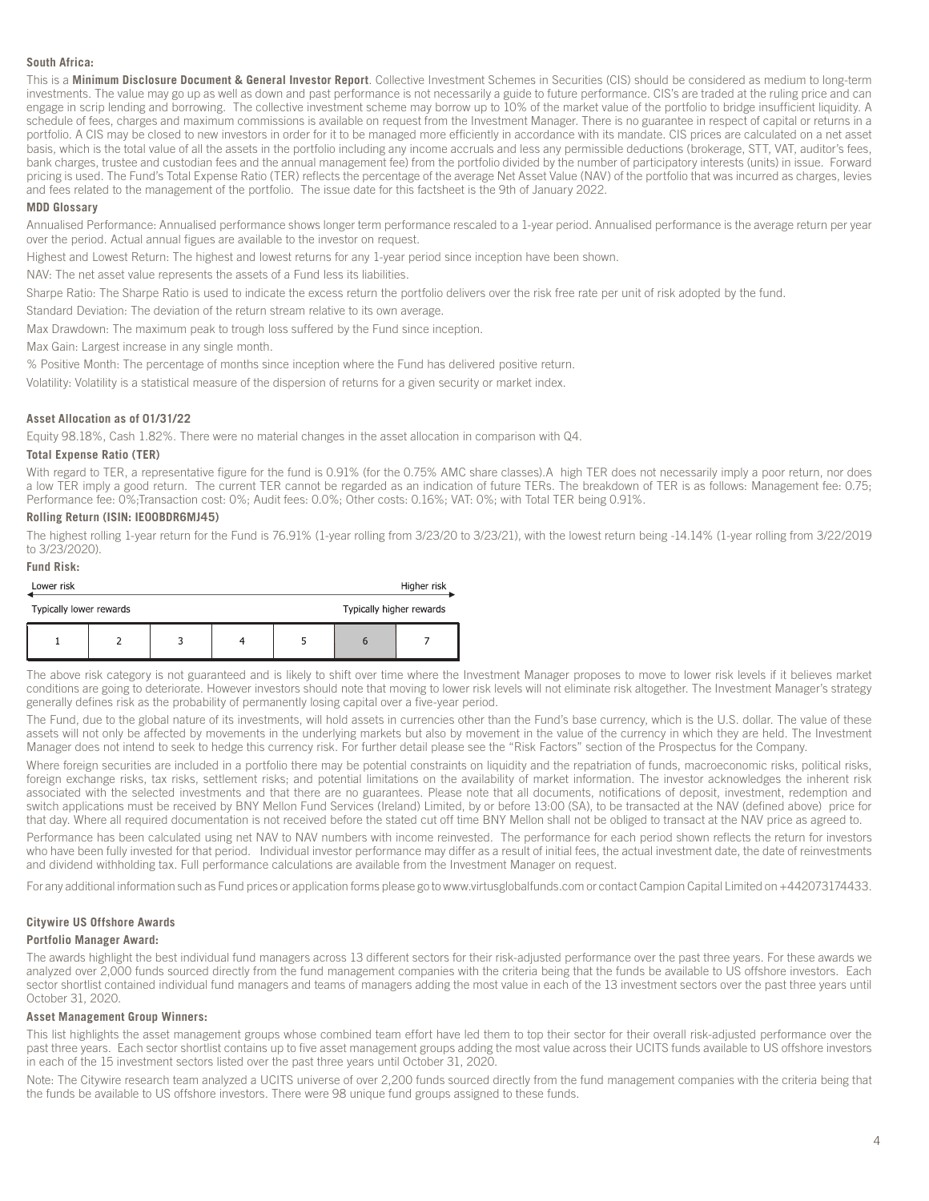## South Africa:

This is a **Minimum Disclosure Document & General Investor Report**. Collective Investment Schemes in Securities (CIS) should be considered as medium to long-term investments. The value may go up as well as down and past performance is not necessarily a guide to future performance. CIS's are traded at the ruling price and can engage in scrip lending and borrowing. The collective investment scheme may borrow up to 10% of the market value of the portfolio to bridge insufficient liquidity. A schedule of fees, charges and maximum commissions is available on request from the Investment Manager. There is no guarantee in respect of capital or returns in a portfolio. A CIS may be closed to new investors in order for it to be managed more efficiently in accordance with its mandate. CIS prices are calculated on a net asset basis, which is the total value of all the assets in the portfolio including any income accruals and less any permissible deductions (brokerage, STT, VAT, auditor's fees, bank charges, trustee and custodian fees and the annual management fee) from the portfolio divided by the number of participatory interests (units) in issue. Forward pricing is used. The Fund's Total Expense Ratio (TER) reflects the percentage of the average Net Asset Value (NAV) of the portfolio that was incurred as charges, levies and fees related to the management of the portfolio. The issue date for this factsheet is the 9th of January 2022.

### MDD Glossary

Annualised Performance: Annualised performance shows longer term performance rescaled to a 1-year period. Annualised performance is the average return per year over the period. Actual annual figues are available to the investor on request.

Highest and Lowest Return: The highest and lowest returns for any 1-year period since inception have been shown.

NAV: The net asset value represents the assets of a Fund less its liabilities.

Sharpe Ratio: The Sharpe Ratio is used to indicate the excess return the portfolio delivers over the risk free rate per unit of risk adopted by the fund.

Standard Deviation: The deviation of the return stream relative to its own average.

Max Drawdown: The maximum peak to trough loss suffered by the Fund since inception.

Max Gain: Largest increase in any single month.

% Positive Month: The percentage of months since inception where the Fund has delivered positive return.

Volatility: Volatility is a statistical measure of the dispersion of returns for a given security or market index.

### Asset Allocation as of 01/31/22

Equity 98.18%, Cash 1.82%. There were no material changes in the asset allocation in comparison with Q4.

### Total Expense Ratio (TER)

With regard to TER, a representative figure for the fund is 0.91% (for the 0.75% AMC share classes).A high TER does not necessarily imply a poor return, nor does a low TER imply a good return. The current TER cannot be regarded as an indication of future TERs. The breakdown of TER is as follows: Management fee: 0.75; Performance fee: 0%;Transaction cost: 0%; Audit fees: 0.0%; Other costs: 0.16%; VAT: 0%; with Total TER being 0.91%.

### Rolling Return (ISIN: IE00BDR6MJ45)

The highest rolling 1-year return for the Fund is 76.91% (1-year rolling from 3/23/20 to 3/23/21), with the lowest return being -14.14% (1-year rolling from 3/22/2019 to 3/23/2020).

### Fund Risk:

Lower risk — Higher risk

Typically lower rewards — Typically higher rewards

| 1 | 2 | 3 | 4 | 5 | **6** | 7 |
|---|---|---|---|---|---|---|

The above risk category is not guaranteed and is likely to shift over time where the Investment Manager proposes to move to lower risk levels if it believes market conditions are going to deteriorate. However investors should note that moving to lower risk levels will not eliminate risk altogether. The Investment Manager's strategy generally defines risk as the probability of permanently losing capital over a five-year period.

The Fund, due to the global nature of its investments, will hold assets in currencies other than the Fund's base currency, which is the U.S. dollar. The value of these assets will not only be affected by movements in the underlying markets but also by movement in the value of the currency in which they are held. The Investment Manager does not intend to seek to hedge this currency risk. For further detail please see the "Risk Factors" section of the Prospectus for the Company.

Where foreign securities are included in a portfolio there may be potential constraints on liquidity and the repatriation of funds, macroeconomic risks, political risks, foreign exchange risks, tax risks, settlement risks; and potential limitations on the availability of market information. The investor acknowledges the inherent risk associated with the selected investments and that there are no guarantees. Please note that all documents, notifications of deposit, investment, redemption and switch applications must be received by BNY Mellon Fund Services (Ireland) Limited, by or before 13:00 (SA), to be transacted at the NAV (defined above) price for that day. Where all required documentation is not received before the stated cut off time BNY Mellon shall not be obliged to transact at the NAV price as agreed to.

Performance has been calculated using net NAV to NAV numbers with income reinvested. The performance for each period shown reflects the return for investors who have been fully invested for that period. Individual investor performance may differ as a result of initial fees, the actual investment date, the date of reinvestments and dividend withholding tax. Full performance calculations are available from the Investment Manager on request.

For any additional information such as Fund prices or application forms please go to www.virtusglobalfunds.com or contact Campion Capital Limited on +442073174433.

## Citywire US Offshore Awards

### Portfolio Manager Award:

The awards highlight the best individual fund managers across 13 different sectors for their risk-adjusted performance over the past three years. For these awards we analyzed over 2,000 funds sourced directly from the fund management companies with the criteria being that the funds be available to US offshore investors. Each sector shortlist contained individual fund managers and teams of managers adding the most value in each of the 13 investment sectors over the past three years until October 31, 2020.

### Asset Management Group Winners:

This list highlights the asset management groups whose combined team effort have led them to top their sector for their overall risk-adjusted performance over the past three years. Each sector shortlist contains up to five asset management groups adding the most value across their UCITS funds available to US offshore investors in each of the 15 investment sectors listed over the past three years until October 31, 2020.

Note: The Citywire research team analyzed a UCITS universe of over 2,200 funds sourced directly from the fund management companies with the criteria being that the funds be available to US offshore investors. There were 98 unique fund groups assigned to these funds.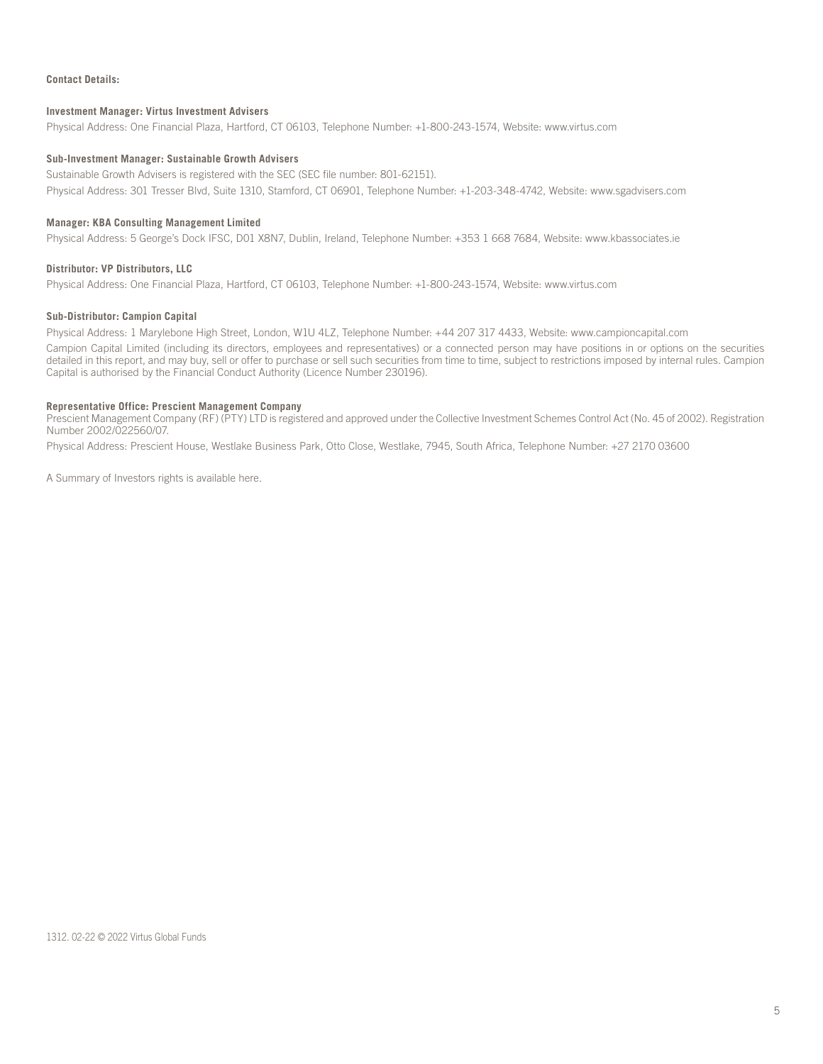**Contact Details:**

**Investment Manager: Virtus Investment Advisers**

Physical Address: One Financial Plaza, Hartford, CT 06103, Telephone Number: +1-800-243-1574, Website: www.virtus.com

**Sub-Investment Manager: Sustainable Growth Advisers**

Sustainable Growth Advisers is registered with the SEC (SEC file number: 801-62151).

Physical Address: 301 Tresser Blvd, Suite 1310, Stamford, CT 06901, Telephone Number: +1-203-348-4742, Website: www.sgadvisers.com

**Manager: KBA Consulting Management Limited**

Physical Address: 5 George's Dock IFSC, D01 X8N7, Dublin, Ireland, Telephone Number: +353 1 668 7684, Website: www.kbassociates.ie

**Distributor: VP Distributors, LLC**

Physical Address: One Financial Plaza, Hartford, CT 06103, Telephone Number: +1-800-243-1574, Website: www.virtus.com

**Sub-Distributor: Campion Capital**

Physical Address: 1 Marylebone High Street, London, W1U 4LZ, Telephone Number: +44 207 317 4433, Website: www.campioncapital.com

Campion Capital Limited (including its directors, employees and representatives) or a connected person may have positions in or options on the securities detailed in this report, and may buy, sell or offer to purchase or sell such securities from time to time, subject to restrictions imposed by internal rules. Campion Capital is authorised by the Financial Conduct Authority (Licence Number 230196).

**Representative Office: Prescient Management Company**

Prescient Management Company (RF) (PTY) LTD is registered and approved under the Collective Investment Schemes Control Act (No. 45 of 2002). Registration Number 2002/022560/07.

Physical Address: Prescient House, Westlake Business Park, Otto Close, Westlake, 7945, South Africa, Telephone Number: +27 2170 03600

A Summary of Investors rights is available here.

1312. 02-22 © 2022 Virtus Global Funds